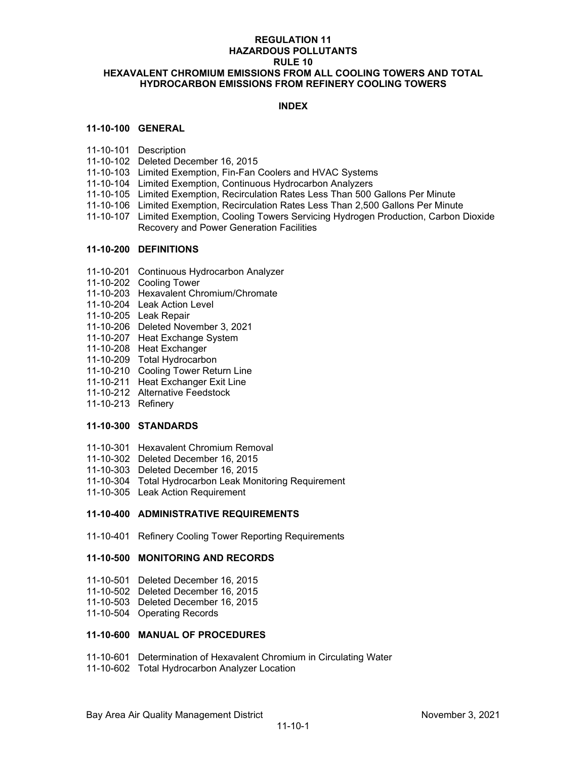# REGULATION 11
# HAZARDOUS POLLUTANTS
# RULE 10
# HEXAVALENT CHROMIUM EMISSIONS FROM ALL COOLING TOWERS AND TOTAL HYDROCARBON EMISSIONS FROM REFINERY COOLING TOWERS

## INDEX

### 11-10-100 GENERAL

- 11-10-101 Description
- 11-10-102 Deleted December 16, 2015
- 11-10-103 Limited Exemption, Fin-Fan Coolers and HVAC Systems
- 11-10-104 Limited Exemption, Continuous Hydrocarbon Analyzers
- 11-10-105 Limited Exemption, Recirculation Rates Less Than 500 Gallons Per Minute
- 11-10-106 Limited Exemption, Recirculation Rates Less Than 2,500 Gallons Per Minute
- 11-10-107 Limited Exemption, Cooling Towers Servicing Hydrogen Production, Carbon Dioxide Recovery and Power Generation Facilities

### 11-10-200 DEFINITIONS

- 11-10-201 Continuous Hydrocarbon Analyzer
- 11-10-202 Cooling Tower
- 11-10-203 Hexavalent Chromium/Chromate
- 11-10-204 Leak Action Level
- 11-10-205 Leak Repair
- 11-10-206 Deleted November 3, 2021
- 11-10-207 Heat Exchange System
- 11-10-208 Heat Exchanger
- 11-10-209 Total Hydrocarbon
- 11-10-210 Cooling Tower Return Line
- 11-10-211 Heat Exchanger Exit Line
- 11-10-212 Alternative Feedstock
- 11-10-213 Refinery

### 11-10-300 STANDARDS

- 11-10-301 Hexavalent Chromium Removal
- 11-10-302 Deleted December 16, 2015
- 11-10-303 Deleted December 16, 2015
- 11-10-304 Total Hydrocarbon Leak Monitoring Requirement
- 11-10-305 Leak Action Requirement

### 11-10-400 ADMINISTRATIVE REQUIREMENTS

- 11-10-401 Refinery Cooling Tower Reporting Requirements

### 11-10-500 MONITORING AND RECORDS

- 11-10-501 Deleted December 16, 2015
- 11-10-502 Deleted December 16, 2015
- 11-10-503 Deleted December 16, 2015
- 11-10-504 Operating Records

### 11-10-600 MANUAL OF PROCEDURES

- 11-10-601 Determination of Hexavalent Chromium in Circulating Water
- 11-10-602 Total Hydrocarbon Analyzer Location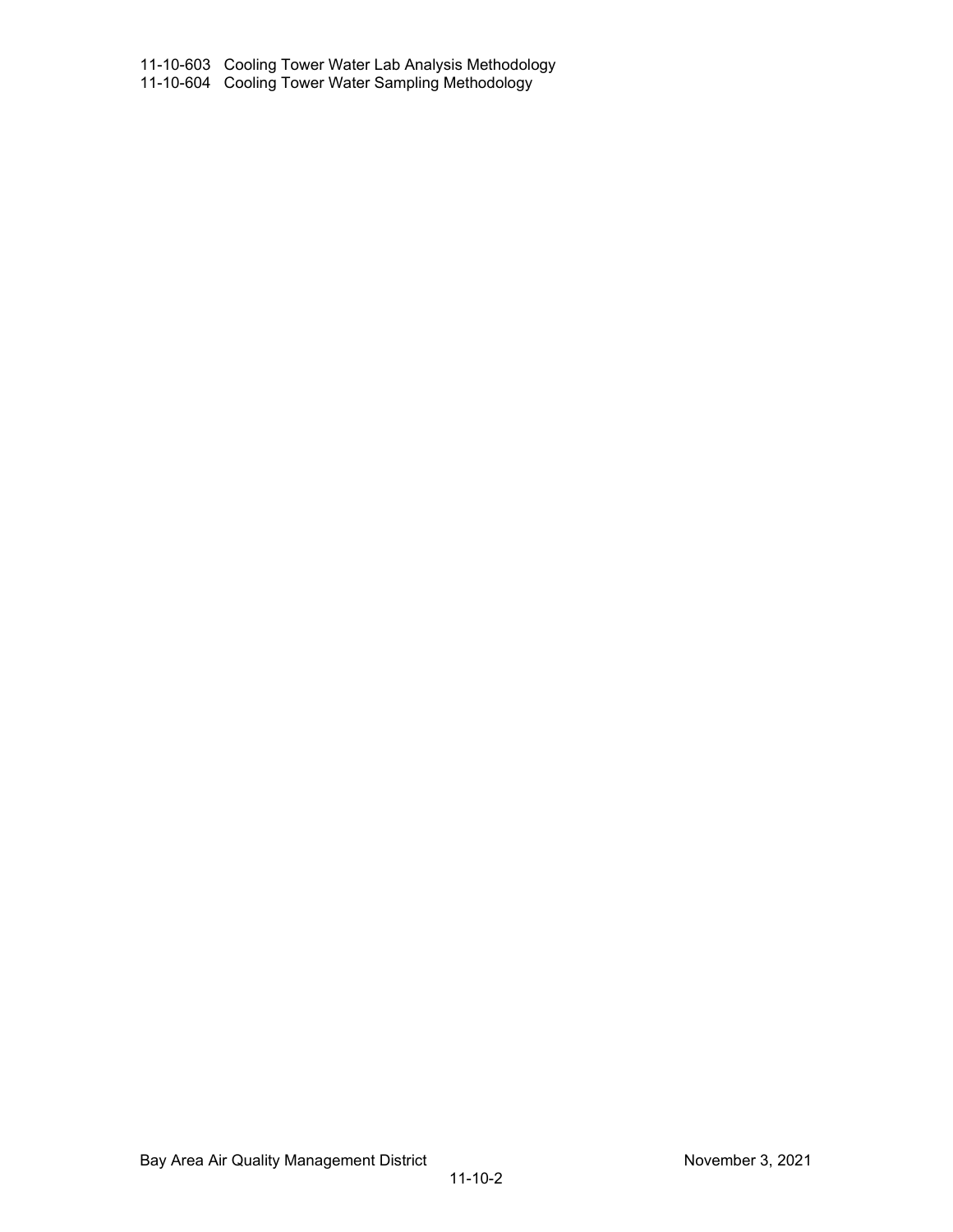11-10-603 Cooling Tower Water Lab Analysis Methodology
11-10-604 Cooling Tower Water Sampling Methodology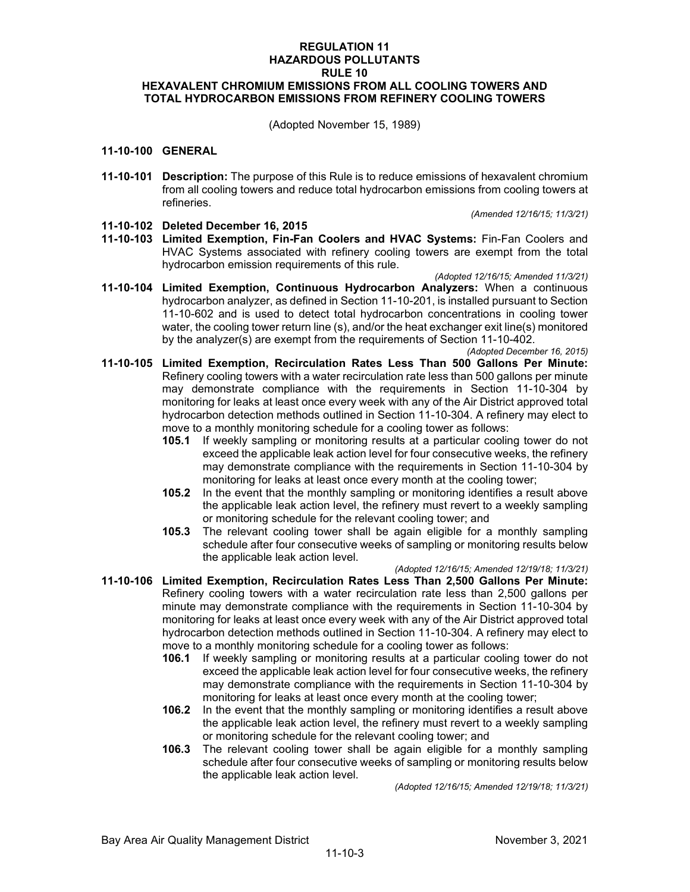# REGULATION 11
# HAZARDOUS POLLUTANTS
# RULE 10
# HEXAVALENT CHROMIUM EMISSIONS FROM ALL COOLING TOWERS AND TOTAL HYDROCARBON EMISSIONS FROM REFINERY COOLING TOWERS

(Adopted November 15, 1989)

## 11-10-100 GENERAL

**11-10-101 Description:** The purpose of this Rule is to reduce emissions of hexavalent chromium from all cooling towers and reduce total hydrocarbon emissions from cooling towers at refineries.

*(Amended 12/16/15; 11/3/21)*

**11-10-102 Deleted December 16, 2015**

**11-10-103 Limited Exemption, Fin-Fan Coolers and HVAC Systems:** Fin-Fan Coolers and HVAC Systems associated with refinery cooling towers are exempt from the total hydrocarbon emission requirements of this rule.

*(Adopted 12/16/15; Amended 11/3/21)*

**11-10-104 Limited Exemption, Continuous Hydrocarbon Analyzers:** When a continuous hydrocarbon analyzer, as defined in Section 11-10-201, is installed pursuant to Section 11-10-602 and is used to detect total hydrocarbon concentrations in cooling tower water, the cooling tower return line (s), and/or the heat exchanger exit line(s) monitored by the analyzer(s) are exempt from the requirements of Section 11-10-402.

*(Adopted December 16, 2015)*

**11-10-105 Limited Exemption, Recirculation Rates Less Than 500 Gallons Per Minute:** Refinery cooling towers with a water recirculation rate less than 500 gallons per minute may demonstrate compliance with the requirements in Section 11-10-304 by monitoring for leaks at least once every week with any of the Air District approved total hydrocarbon detection methods outlined in Section 11-10-304. A refinery may elect to move to a monthly monitoring schedule for a cooling tower as follows:

- **105.1** If weekly sampling or monitoring results at a particular cooling tower do not exceed the applicable leak action level for four consecutive weeks, the refinery may demonstrate compliance with the requirements in Section 11-10-304 by monitoring for leaks at least once every month at the cooling tower;
- **105.2** In the event that the monthly sampling or monitoring identifies a result above the applicable leak action level, the refinery must revert to a weekly sampling or monitoring schedule for the relevant cooling tower; and
- **105.3** The relevant cooling tower shall be again eligible for a monthly sampling schedule after four consecutive weeks of sampling or monitoring results below the applicable leak action level.

*(Adopted 12/16/15; Amended 12/19/18; 11/3/21)*

**11-10-106 Limited Exemption, Recirculation Rates Less Than 2,500 Gallons Per Minute:** Refinery cooling towers with a water recirculation rate less than 2,500 gallons per minute may demonstrate compliance with the requirements in Section 11-10-304 by monitoring for leaks at least once every week with any of the Air District approved total hydrocarbon detection methods outlined in Section 11-10-304. A refinery may elect to move to a monthly monitoring schedule for a cooling tower as follows:

- **106.1** If weekly sampling or monitoring results at a particular cooling tower do not exceed the applicable leak action level for four consecutive weeks, the refinery may demonstrate compliance with the requirements in Section 11-10-304 by monitoring for leaks at least once every month at the cooling tower;
- **106.2** In the event that the monthly sampling or monitoring identifies a result above the applicable leak action level, the refinery must revert to a weekly sampling or monitoring schedule for the relevant cooling tower; and
- **106.3** The relevant cooling tower shall be again eligible for a monthly sampling schedule after four consecutive weeks of sampling or monitoring results below the applicable leak action level.

*(Adopted 12/16/15; Amended 12/19/18; 11/3/21)*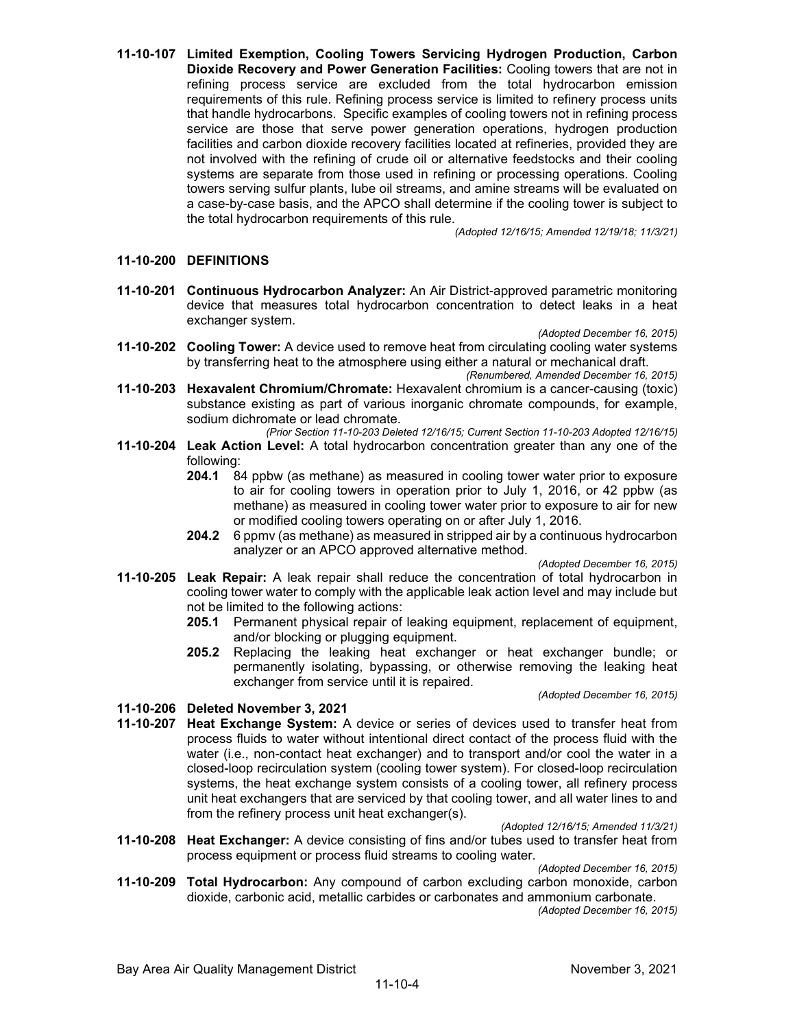**11-10-107 Limited Exemption, Cooling Towers Servicing Hydrogen Production, Carbon Dioxide Recovery and Power Generation Facilities:** Cooling towers that are not in refining process service are excluded from the total hydrocarbon emission requirements of this rule. Refining process service is limited to refinery process units that handle hydrocarbons. Specific examples of cooling towers not in refining process service are those that serve power generation operations, hydrogen production facilities and carbon dioxide recovery facilities located at refineries, provided they are not involved with the refining of crude oil or alternative feedstocks and their cooling systems are separate from those used in refining or processing operations. Cooling towers serving sulfur plants, lube oil streams, and amine streams will be evaluated on a case-by-case basis, and the APCO shall determine if the cooling tower is subject to the total hydrocarbon requirements of this rule.

*(Adopted 12/16/15; Amended 12/19/18; 11/3/21)*

## 11-10-200 DEFINITIONS

**11-10-201 Continuous Hydrocarbon Analyzer:** An Air District-approved parametric monitoring device that measures total hydrocarbon concentration to detect leaks in a heat exchanger system.

*(Adopted December 16, 2015)*

**11-10-202 Cooling Tower:** A device used to remove heat from circulating cooling water systems by transferring heat to the atmosphere using either a natural or mechanical draft.

*(Renumbered, Amended December 16, 2015)*

**11-10-203 Hexavalent Chromium/Chromate:** Hexavalent chromium is a cancer-causing (toxic) substance existing as part of various inorganic chromate compounds, for example, sodium dichromate or lead chromate.

*(Prior Section 11-10-203 Deleted 12/16/15; Current Section 11-10-203 Adopted 12/16/15)*

**11-10-204 Leak Action Level:** A total hydrocarbon concentration greater than any one of the following:

- **204.1** 84 ppbw (as methane) as measured in cooling tower water prior to exposure to air for cooling towers in operation prior to July 1, 2016, or 42 ppbw (as methane) as measured in cooling tower water prior to exposure to air for new or modified cooling towers operating on or after July 1, 2016.
- **204.2** 6 ppmv (as methane) as measured in stripped air by a continuous hydrocarbon analyzer or an APCO approved alternative method.

*(Adopted December 16, 2015)*

**11-10-205 Leak Repair:** A leak repair shall reduce the concentration of total hydrocarbon in cooling tower water to comply with the applicable leak action level and may include but not be limited to the following actions:

- **205.1** Permanent physical repair of leaking equipment, replacement of equipment, and/or blocking or plugging equipment.
- **205.2** Replacing the leaking heat exchanger or heat exchanger bundle; or permanently isolating, bypassing, or otherwise removing the leaking heat exchanger from service until it is repaired.

*(Adopted December 16, 2015)*

**11-10-206 Deleted November 3, 2021**

**11-10-207 Heat Exchange System:** A device or series of devices used to transfer heat from process fluids to water without intentional direct contact of the process fluid with the water (i.e., non-contact heat exchanger) and to transport and/or cool the water in a closed-loop recirculation system (cooling tower system). For closed-loop recirculation systems, the heat exchange system consists of a cooling tower, all refinery process unit heat exchangers that are serviced by that cooling tower, and all water lines to and from the refinery process unit heat exchanger(s).

*(Adopted 12/16/15; Amended 11/3/21)*

**11-10-208 Heat Exchanger:** A device consisting of fins and/or tubes used to transfer heat from process equipment or process fluid streams to cooling water.

*(Adopted December 16, 2015)*

**11-10-209 Total Hydrocarbon:** Any compound of carbon excluding carbon monoxide, carbon dioxide, carbonic acid, metallic carbides or carbonates and ammonium carbonate.

*(Adopted December 16, 2015)*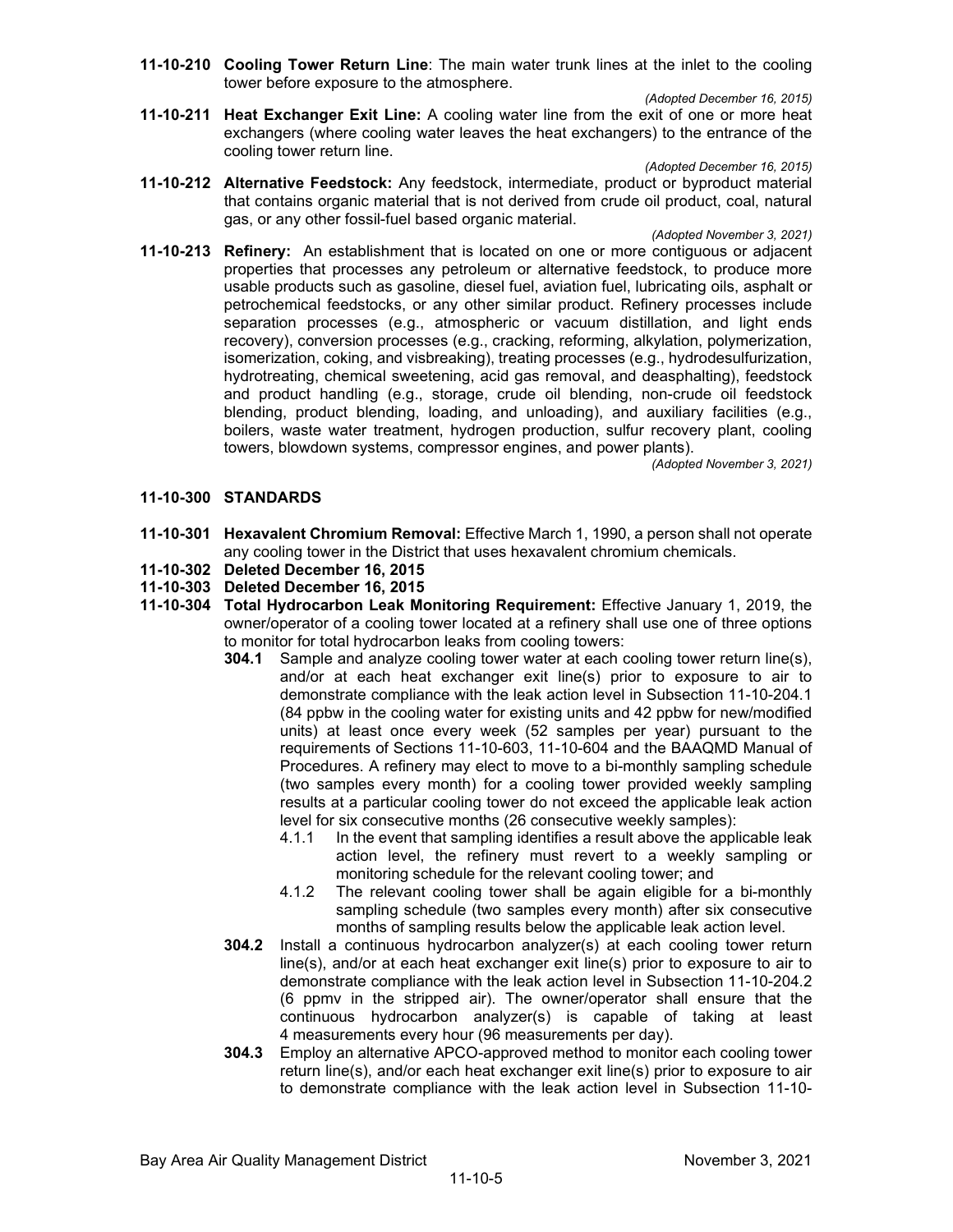**11-10-210 Cooling Tower Return Line**: The main water trunk lines at the inlet to the cooling tower before exposure to the atmosphere.

*(Adopted December 16, 2015)*

**11-10-211 Heat Exchanger Exit Line:** A cooling water line from the exit of one or more heat exchangers (where cooling water leaves the heat exchangers) to the entrance of the cooling tower return line.

*(Adopted December 16, 2015)*

**11-10-212 Alternative Feedstock:** Any feedstock, intermediate, product or byproduct material that contains organic material that is not derived from crude oil product, coal, natural gas, or any other fossil-fuel based organic material.

*(Adopted November 3, 2021)*

**11-10-213 Refinery:** An establishment that is located on one or more contiguous or adjacent properties that processes any petroleum or alternative feedstock, to produce more usable products such as gasoline, diesel fuel, aviation fuel, lubricating oils, asphalt or petrochemical feedstocks, or any other similar product. Refinery processes include separation processes (e.g., atmospheric or vacuum distillation, and light ends recovery), conversion processes (e.g., cracking, reforming, alkylation, polymerization, isomerization, coking, and visbreaking), treating processes (e.g., hydrodesulfurization, hydrotreating, chemical sweetening, acid gas removal, and deasphalting), feedstock and product handling (e.g., storage, crude oil blending, non-crude oil feedstock blending, product blending, loading, and unloading), and auxiliary facilities (e.g., boilers, waste water treatment, hydrogen production, sulfur recovery plant, cooling towers, blowdown systems, compressor engines, and power plants).

*(Adopted November 3, 2021)*

## 11-10-300 STANDARDS

**11-10-301 Hexavalent Chromium Removal:** Effective March 1, 1990, a person shall not operate any cooling tower in the District that uses hexavalent chromium chemicals.

**11-10-302 Deleted December 16, 2015**

**11-10-303 Deleted December 16, 2015**

**11-10-304 Total Hydrocarbon Leak Monitoring Requirement:** Effective January 1, 2019, the owner/operator of a cooling tower located at a refinery shall use one of three options to monitor for total hydrocarbon leaks from cooling towers:

- **304.1** Sample and analyze cooling tower water at each cooling tower return line(s), and/or at each heat exchanger exit line(s) prior to exposure to air to demonstrate compliance with the leak action level in Subsection 11-10-204.1 (84 ppbw in the cooling water for existing units and 42 ppbw for new/modified units) at least once every week (52 samples per year) pursuant to the requirements of Sections 11-10-603, 11-10-604 and the BAAQMD Manual of Procedures. A refinery may elect to move to a bi-monthly sampling schedule (two samples every month) for a cooling tower provided weekly sampling results at a particular cooling tower do not exceed the applicable leak action level for six consecutive months (26 consecutive weekly samples):
  - 4.1.1 In the event that sampling identifies a result above the applicable leak action level, the refinery must revert to a weekly sampling or monitoring schedule for the relevant cooling tower; and
  - 4.1.2 The relevant cooling tower shall be again eligible for a bi-monthly sampling schedule (two samples every month) after six consecutive months of sampling results below the applicable leak action level.
- **304.2** Install a continuous hydrocarbon analyzer(s) at each cooling tower return line(s), and/or at each heat exchanger exit line(s) prior to exposure to air to demonstrate compliance with the leak action level in Subsection 11-10-204.2 (6 ppmv in the stripped air). The owner/operator shall ensure that the continuous hydrocarbon analyzer(s) is capable of taking at least 4 measurements every hour (96 measurements per day).
- **304.3** Employ an alternative APCO-approved method to monitor each cooling tower return line(s), and/or each heat exchanger exit line(s) prior to exposure to air to demonstrate compliance with the leak action level in Subsection 11-10-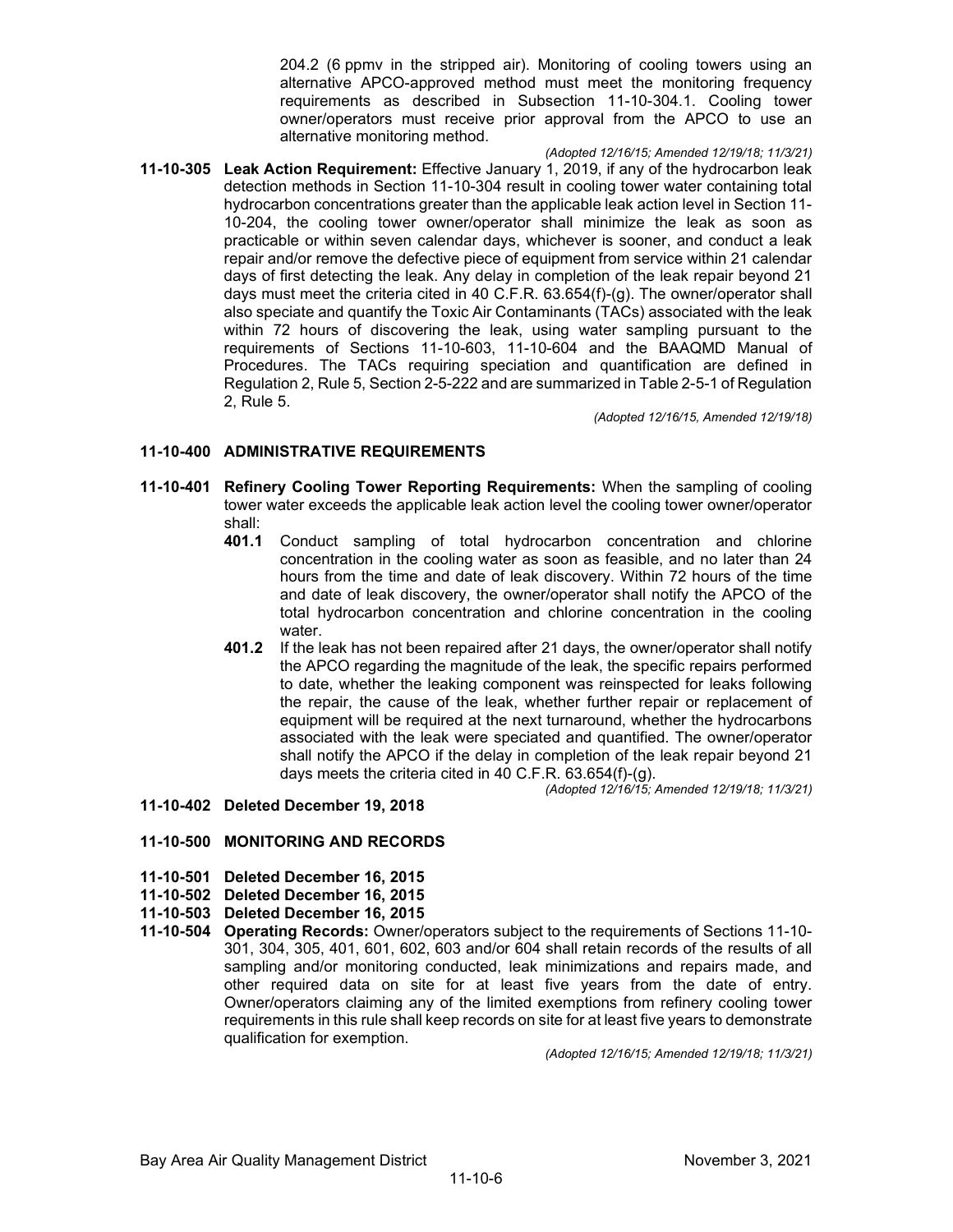204.2 (6 ppmv in the stripped air). Monitoring of cooling towers using an alternative APCO-approved method must meet the monitoring frequency requirements as described in Subsection 11-10-304.1. Cooling tower owner/operators must receive prior approval from the APCO to use an alternative monitoring method.

*(Adopted 12/16/15; Amended 12/19/18; 11/3/21)*

**11-10-305 Leak Action Requirement:** Effective January 1, 2019, if any of the hydrocarbon leak detection methods in Section 11-10-304 result in cooling tower water containing total hydrocarbon concentrations greater than the applicable leak action level in Section 11-10-204, the cooling tower owner/operator shall minimize the leak as soon as practicable or within seven calendar days, whichever is sooner, and conduct a leak repair and/or remove the defective piece of equipment from service within 21 calendar days of first detecting the leak. Any delay in completion of the leak repair beyond 21 days must meet the criteria cited in 40 C.F.R. 63.654(f)-(g). The owner/operator shall also speciate and quantify the Toxic Air Contaminants (TACs) associated with the leak within 72 hours of discovering the leak, using water sampling pursuant to the requirements of Sections 11-10-603, 11-10-604 and the BAAQMD Manual of Procedures. The TACs requiring speciation and quantification are defined in Regulation 2, Rule 5, Section 2-5-222 and are summarized in Table 2-5-1 of Regulation 2, Rule 5.

*(Adopted 12/16/15, Amended 12/19/18)*

## 11-10-400 ADMINISTRATIVE REQUIREMENTS

**11-10-401 Refinery Cooling Tower Reporting Requirements:** When the sampling of cooling tower water exceeds the applicable leak action level the cooling tower owner/operator shall:

- **401.1** Conduct sampling of total hydrocarbon concentration and chlorine concentration in the cooling water as soon as feasible, and no later than 24 hours from the time and date of leak discovery. Within 72 hours of the time and date of leak discovery, the owner/operator shall notify the APCO of the total hydrocarbon concentration and chlorine concentration in the cooling water.
- **401.2** If the leak has not been repaired after 21 days, the owner/operator shall notify the APCO regarding the magnitude of the leak, the specific repairs performed to date, whether the leaking component was reinspected for leaks following the repair, the cause of the leak, whether further repair or replacement of equipment will be required at the next turnaround, whether the hydrocarbons associated with the leak were speciated and quantified. The owner/operator shall notify the APCO if the delay in completion of the leak repair beyond 21 days meets the criteria cited in 40 C.F.R. 63.654(f)-(g).

*(Adopted 12/16/15; Amended 12/19/18; 11/3/21)*

**11-10-402 Deleted December 19, 2018**

## 11-10-500 MONITORING AND RECORDS

**11-10-501 Deleted December 16, 2015**

**11-10-502 Deleted December 16, 2015**

**11-10-503 Deleted December 16, 2015**

**11-10-504 Operating Records:** Owner/operators subject to the requirements of Sections 11-10-301, 304, 305, 401, 601, 602, 603 and/or 604 shall retain records of the results of all sampling and/or monitoring conducted, leak minimizations and repairs made, and other required data on site for at least five years from the date of entry. Owner/operators claiming any of the limited exemptions from refinery cooling tower requirements in this rule shall keep records on site for at least five years to demonstrate qualification for exemption.

*(Adopted 12/16/15; Amended 12/19/18; 11/3/21)*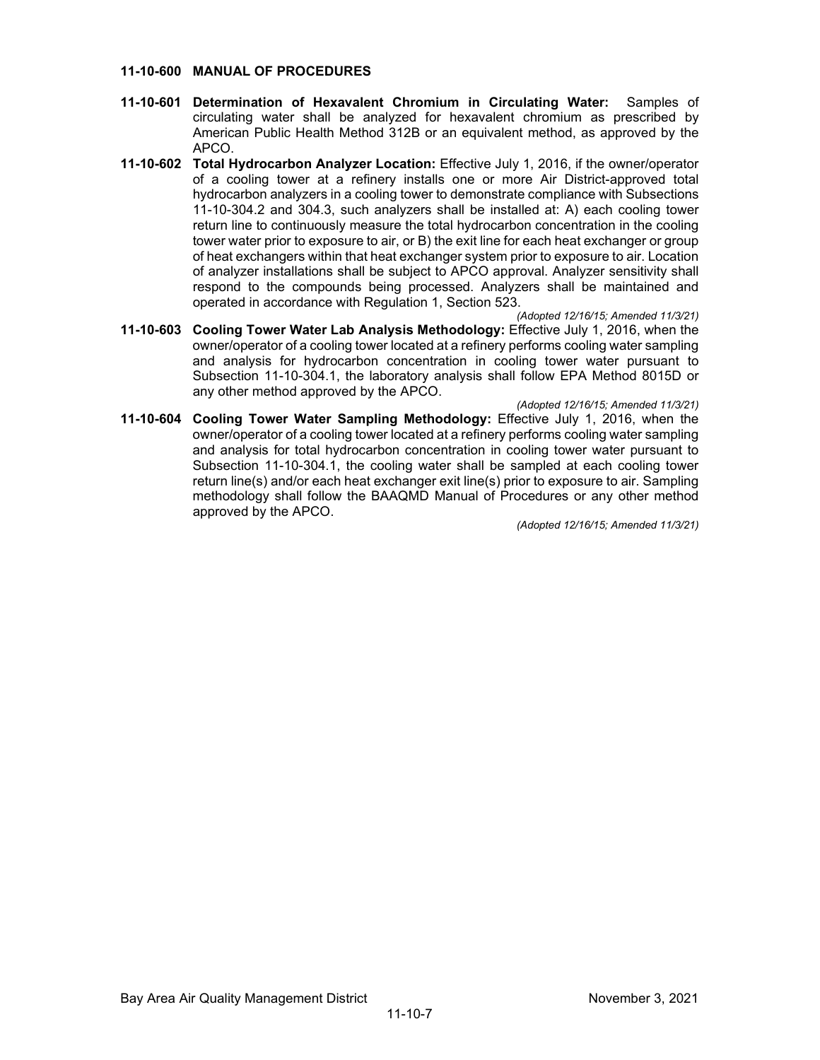## 11-10-600 MANUAL OF PROCEDURES

**11-10-601 Determination of Hexavalent Chromium in Circulating Water:** Samples of circulating water shall be analyzed for hexavalent chromium as prescribed by American Public Health Method 312B or an equivalent method, as approved by the APCO.

**11-10-602 Total Hydrocarbon Analyzer Location:** Effective July 1, 2016, if the owner/operator of a cooling tower at a refinery installs one or more Air District-approved total hydrocarbon analyzers in a cooling tower to demonstrate compliance with Subsections 11-10-304.2 and 304.3, such analyzers shall be installed at: A) each cooling tower return line to continuously measure the total hydrocarbon concentration in the cooling tower water prior to exposure to air, or B) the exit line for each heat exchanger or group of heat exchangers within that heat exchanger system prior to exposure to air. Location of analyzer installations shall be subject to APCO approval. Analyzer sensitivity shall respond to the compounds being processed. Analyzers shall be maintained and operated in accordance with Regulation 1, Section 523.

*(Adopted 12/16/15; Amended 11/3/21)*

**11-10-603 Cooling Tower Water Lab Analysis Methodology:** Effective July 1, 2016, when the owner/operator of a cooling tower located at a refinery performs cooling water sampling and analysis for hydrocarbon concentration in cooling tower water pursuant to Subsection 11-10-304.1, the laboratory analysis shall follow EPA Method 8015D or any other method approved by the APCO.

*(Adopted 12/16/15; Amended 11/3/21)*

**11-10-604 Cooling Tower Water Sampling Methodology:** Effective July 1, 2016, when the owner/operator of a cooling tower located at a refinery performs cooling water sampling and analysis for total hydrocarbon concentration in cooling tower water pursuant to Subsection 11-10-304.1, the cooling water shall be sampled at each cooling tower return line(s) and/or each heat exchanger exit line(s) prior to exposure to air. Sampling methodology shall follow the BAAQMD Manual of Procedures or any other method approved by the APCO.

*(Adopted 12/16/15; Amended 11/3/21)*